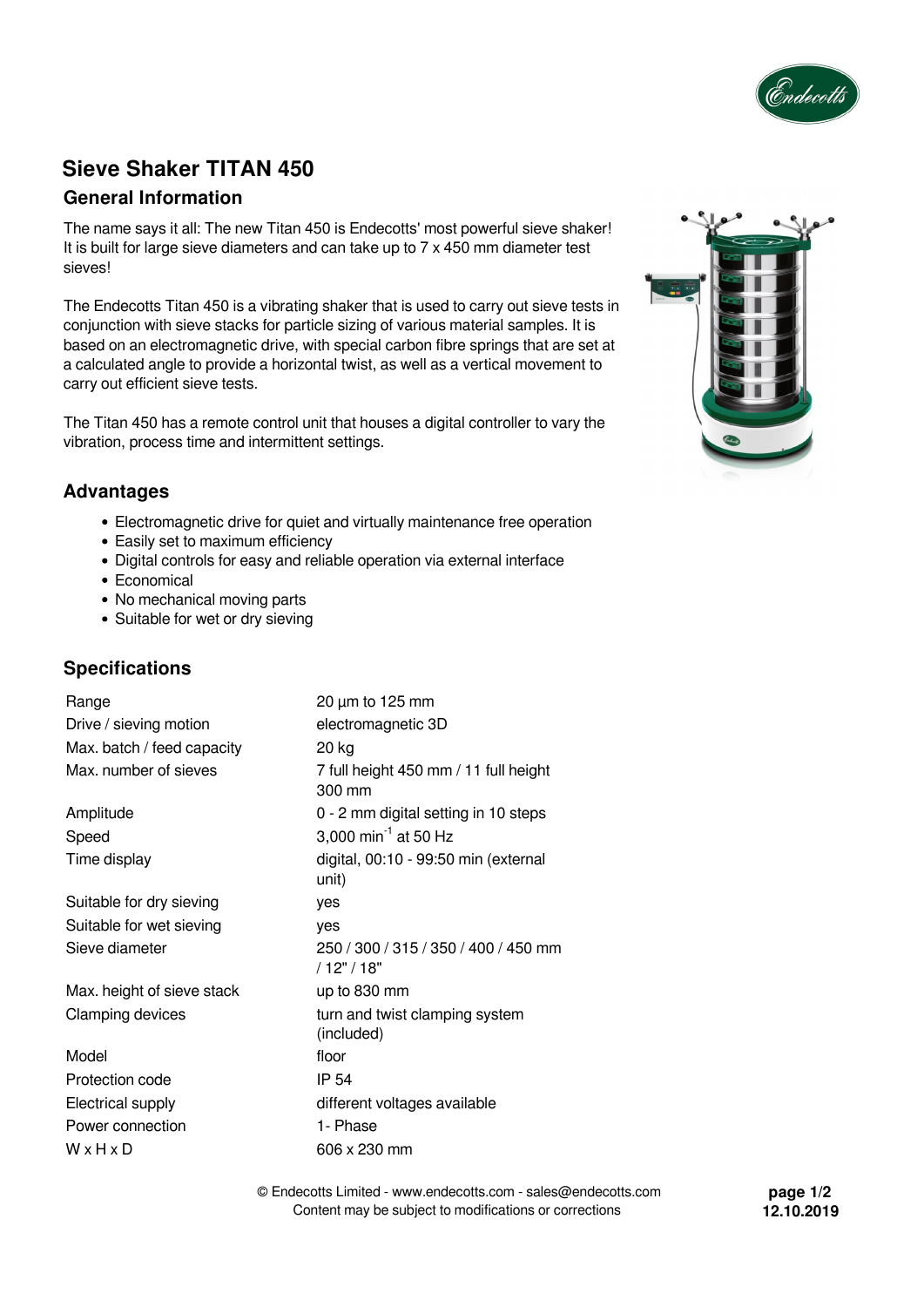# Sieve Shaker TITAN 450

## General Information

The name says it all: The new Titan 450 is Endecotts' most powerful sieve shaker! It is built for large sieve diameters and can take up to 7 x 450 mm diameter test sieves!

The Endecotts Titan 450 is a vibrating shaker that is used to carry out sieve tests in conjunction with sieve stacks for particle sizing of various material samples. It is based on an electromagnetic drive, with special carbon fibre springs that are set at a calculated angle to provide a horizontal twist, as well as a vertical movement to carry out efficient sieve tests.

The Titan 450 has a remote control unit that houses a digital controller to vary the vibration, process time and intermittent settings.

## Advantages

- Electromagnetic drive for quiet and virtually maintenance free operation
- Easily set to maximum efficiency
- Digital controls for easy and reliable operation via external interface
- Economical
- No mechanical moving parts
- Suitable for wet or dry sieving

## Specifications

| | |
|---|---|
| Range | 20 µm to 125 mm |
| Drive / sieving motion | electromagnetic 3D |
| Max. batch / feed capacity | 20 kg |
| Max. number of sieves | 7 full height 450 mm / 11 full height 300 mm |
| Amplitude | 0 - 2 mm digital setting in 10 steps |
| Speed | 3,000 $min^{-1}$ at 50 Hz |
| Time display | digital, 00:10 - 99:50 min (external unit) |
| Suitable for dry sieving | yes |
| Suitable for wet sieving | yes |
| Sieve diameter | 250 / 300 / 315 / 350 / 400 / 450 mm / 12" / 18" |
| Max. height of sieve stack | up to 830 mm |
| Clamping devices | turn and twist clamping system (included) |
| Model | floor |
| Protection code | IP 54 |
| Electrical supply | different voltages available |
| Power connection | 1- Phase |
| W x H x D | 606 x 230 mm |

© Endecotts Limited - www.endecotts.com - sales@endecotts.com
Content may be subject to modifications or corrections

12.10.2019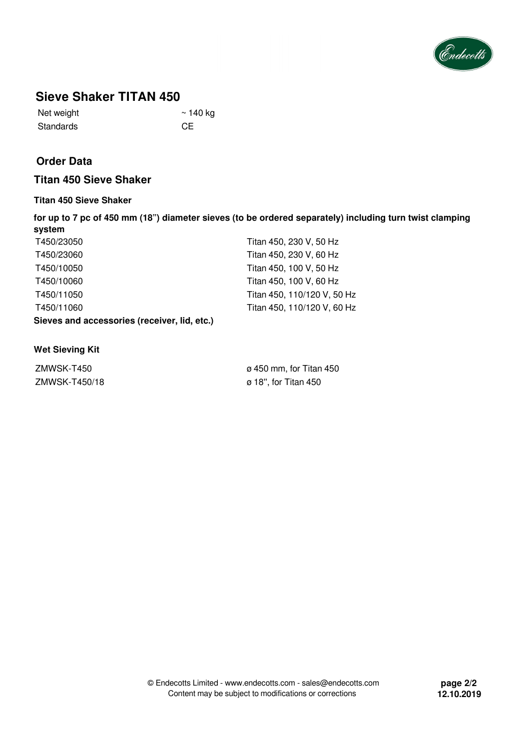## Sieve Shaker TITAN 450

| | |
|---|---|
| Net weight | ~ 140 kg |
| Standards | CE |

### Order Data

### Titan 450 Sieve Shaker

**Titan 450 Sieve Shaker**

**for up to 7 pc of 450 mm (18") diameter sieves (to be ordered separately) including turn twist clamping system**

| | |
|---|---|
| T450/23050 | Titan 450, 230 V, 50 Hz |
| T450/23060 | Titan 450, 230 V, 60 Hz |
| T450/10050 | Titan 450, 100 V, 50 Hz |
| T450/10060 | Titan 450, 100 V, 60 Hz |
| T450/11050 | Titan 450, 110/120 V, 50 Hz |
| T450/11060 | Titan 450, 110/120 V, 60 Hz |

**Sieves and accessories (receiver, lid, etc.)**

**Wet Sieving Kit**

| | |
|---|---|
| ZMWSK-T450 | ø 450 mm, for Titan 450 |
| ZMWSK-T450/18 | ø 18", for Titan 450 |

© Endecotts Limited - www.endecotts.com - sales@endecotts.com
Content may be subject to modifications or corrections

12.10.2019